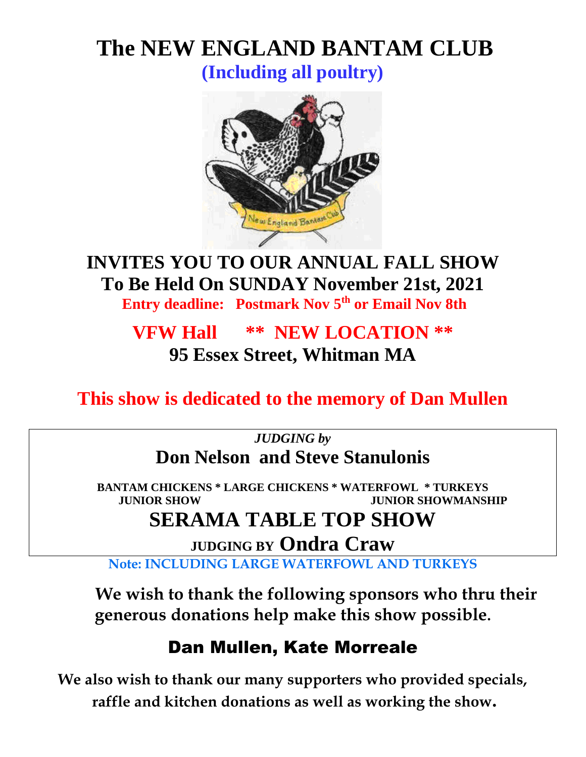# The NEW ENGLAND BANTAM CLUB

**(Including all poultry)**

## INVITES YOU TO OUR ANNUAL FALL SHOW

## To Be Held On SUNDAY November 21st, 2021

**Entry deadline: Postmark Nov 5th or Email Nov 8th**

## VFW Hall ** NEW LOCATION **

## 95 Essex Street, Whitman MA

## This show is dedicated to the memory of Dan Mullen

*JUDGING by*

**Don Nelson and Steve Stanulonis**

**BANTAM CHICKENS * LARGE CHICKENS * WATERFOWL * TURKEYS**

**JUNIOR SHOW** **JUNIOR SHOWMANSHIP**

## SERAMA TABLE TOP SHOW

**JUDGING BY Ondra Craw**

**Note: INCLUDING LARGE WATERFOWL AND TURKEYS**

**We wish to thank the following sponsors who thru their generous donations help make this show possible.**

## Dan Mullen, Kate Morreale

**We also wish to thank our many supporters who provided specials, raffle and kitchen donations as well as working the show.**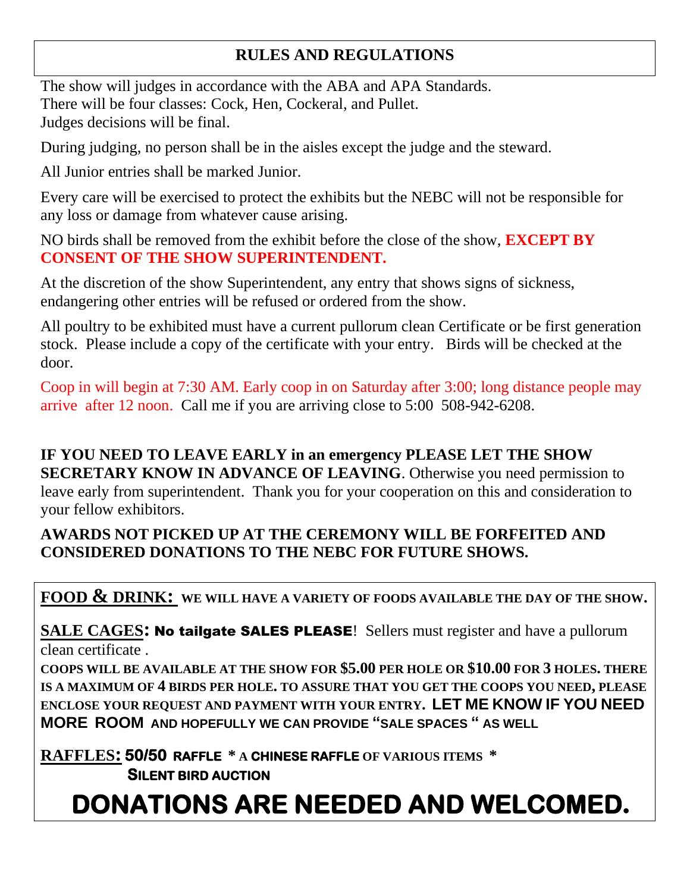## RULES AND REGULATIONS

The show will judges in accordance with the ABA and APA Standards.
There will be four classes: Cock, Hen, Cockeral, and Pullet.
Judges decisions will be final.

During judging, no person shall be in the aisles except the judge and the steward.

All Junior entries shall be marked Junior.

Every care will be exercised to protect the exhibits but the NEBC will not be responsible for any loss or damage from whatever cause arising.

NO birds shall be removed from the exhibit before the close of the show, **EXCEPT BY CONSENT OF THE SHOW SUPERINTENDENT.**

At the discretion of the show Superintendent, any entry that shows signs of sickness, endangering other entries will be refused or ordered from the show.

All poultry to be exhibited must have a current pullorum clean Certificate or be first generation stock. Please include a copy of the certificate with your entry. Birds will be checked at the door.

Coop in will begin at 7:30 AM. Early coop in on Saturday after 3:00; long distance people may arrive after 12 noon. Call me if you are arriving close to 5:00 508-942-6208.

**IF YOU NEED TO LEAVE EARLY in an emergency PLEASE LET THE SHOW SECRETARY KNOW IN ADVANCE OF LEAVING**. Otherwise you need permission to leave early from superintendent. Thank you for your cooperation on this and consideration to your fellow exhibitors.

**AWARDS NOT PICKED UP AT THE CEREMONY WILL BE FORFEITED AND CONSIDERED DONATIONS TO THE NEBC FOR FUTURE SHOWS.**

**FOOD & DRINK:** **WE WILL HAVE A VARIETY OF FOODS AVAILABLE THE DAY OF THE SHOW.**

**SALE CAGES: No tailgate SALES PLEASE**! Sellers must register and have a pullorum clean certificate .

**COOPS WILL BE AVAILABLE AT THE SHOW FOR $5.00 PER HOLE OR $10.00 FOR 3 HOLES. THERE IS A MAXIMUM OF 4 BIRDS PER HOLE. TO ASSURE THAT YOU GET THE COOPS YOU NEED, PLEASE ENCLOSE YOUR REQUEST AND PAYMENT WITH YOUR ENTRY. LET ME KNOW IF YOU NEED MORE ROOM AND HOPEFULLY WE CAN PROVIDE "SALE SPACES " AS WELL**

**RAFFLES: 50/50 RAFFLE * A CHINESE RAFFLE OF VARIOUS ITEMS * SILENT BIRD AUCTION**

# DONATIONS ARE NEEDED AND WELCOMED.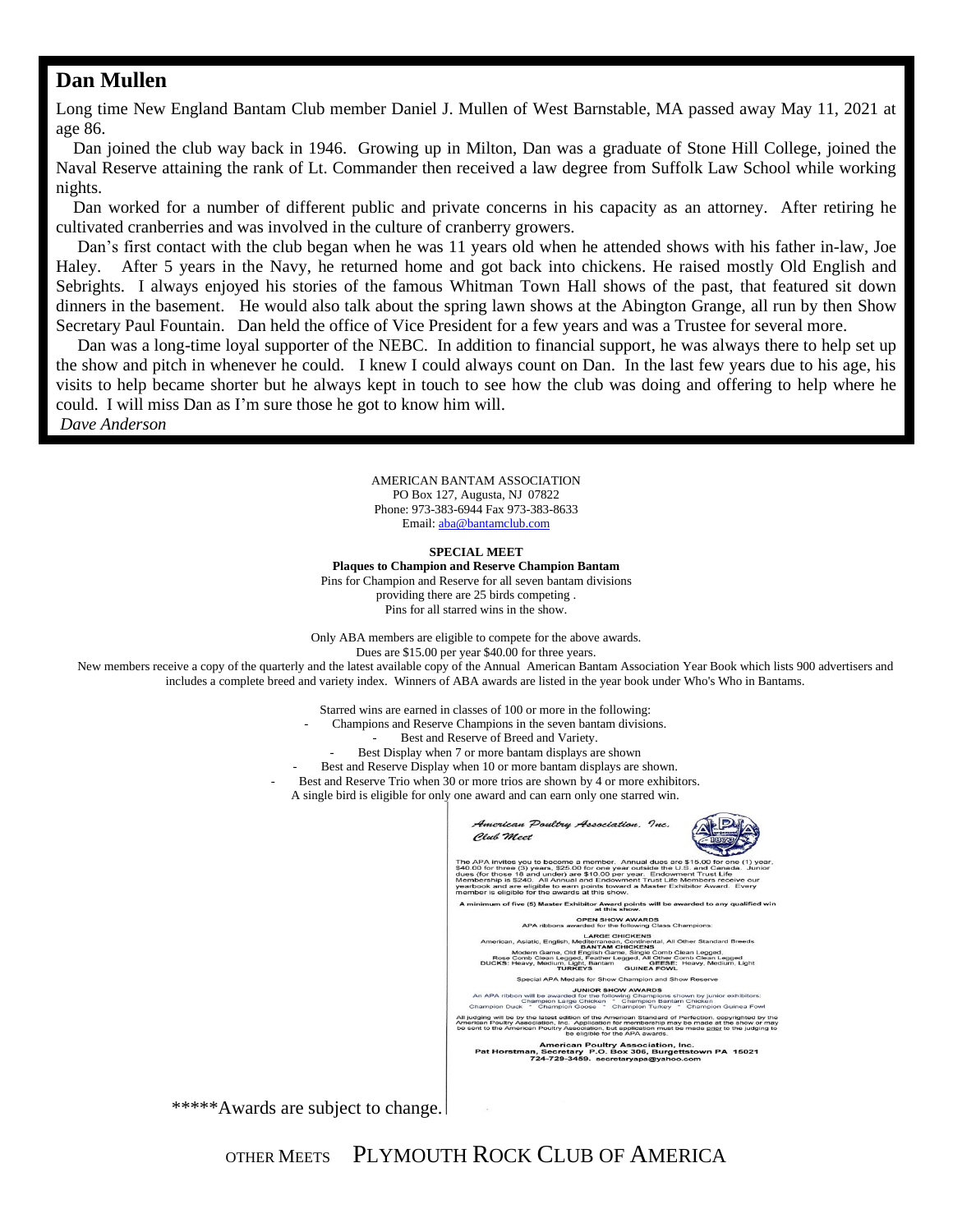## Dan Mullen

Long time New England Bantam Club member Daniel J. Mullen of West Barnstable, MA passed away May 11, 2021 at age 86.

Dan joined the club way back in 1946. Growing up in Milton, Dan was a graduate of Stone Hill College, joined the Naval Reserve attaining the rank of Lt. Commander then received a law degree from Suffolk Law School while working nights.

Dan worked for a number of different public and private concerns in his capacity as an attorney. After retiring he cultivated cranberries and was involved in the culture of cranberry growers.

Dan's first contact with the club began when he was 11 years old when he attended shows with his father in-law, Joe Haley. After 5 years in the Navy, he returned home and got back into chickens. He raised mostly Old English and Sebrights. I always enjoyed his stories of the famous Whitman Town Hall shows of the past, that featured sit down dinners in the basement. He would also talk about the spring lawn shows at the Abington Grange, all run by then Show Secretary Paul Fountain. Dan held the office of Vice President for a few years and was a Trustee for several more.

Dan was a long-time loyal supporter of the NEBC. In addition to financial support, he was always there to help set up the show and pitch in whenever he could. I knew I could always count on Dan. In the last few years due to his age, his visits to help became shorter but he always kept in touch to see how the club was doing and offering to help where he could. I will miss Dan as I'm sure those he got to know him will.

*Dave Anderson*

AMERICAN BANTAM ASSOCIATION
PO Box 127, Augusta, NJ 07822
Phone: 973-383-6944 Fax 973-383-8633
Email: aba@bantamclub.com

**SPECIAL MEET**

**Plaques to Champion and Reserve Champion Bantam**

Pins for Champion and Reserve for all seven bantam divisions providing there are 25 birds competing .

Pins for all starred wins in the show.

Only ABA members are eligible to compete for the above awards.
Dues are $15.00 per year $40.00 for three years.

New members receive a copy of the quarterly and the latest available copy of the Annual American Bantam Association Year Book which lists 900 advertisers and includes a complete breed and variety index. Winners of ABA awards are listed in the year book under Who's Who in Bantams.

Starred wins are earned in classes of 100 or more in the following:

- Champions and Reserve Champions in the seven bantam divisions.
- Best and Reserve of Breed and Variety.
- Best Display when 7 or more bantam displays are shown
- Best and Reserve Display when 10 or more bantam displays are shown.
- Best and Reserve Trio when 30 or more trios are shown by 4 or more exhibitors.

A single bird is eligible for only one award and can earn only one starred win.

*American Poultry Association, Inc.*
*Club Meet*

The APA invites you to become a member. Annual dues are $15.00 for one (1) year, $40.00 for three (3) years, $25.00 for one year outside the U.S. and Canada. Junior dues (for those 18 and under) are $10.00 per year. Endowment Trust Life Membership is $240. All Annual and Endowment Trust Life Members receive our yearbook and are eligible to earn points toward a Master Exhibitor Award. Every member is eligible for the awards at this show.

A minimum of five (5) Master Exhibitor Award points will be awarded to any qualified win at this show.

**OPEN SHOW AWARDS**
APA ribbons awarded for the following Class Champions:

**LARGE CHICKENS**
American, Asiatic, English, Mediterranean, Continental, All Other Standard Breeds
**BANTAM CHICKENS**
Modern Game, Old English Game, Single Comb Clean Legged, Rose Comb Clean Legged, Feather Legged, All Other Comb Clean Legged
**DUCKS:** Heavy, Medium, Light, Bantam **GEESE:** Heavy, Medium, Light
**TURKEYS** **GUINEA FOWL**

Special APA Medals for Show Champion and Show Reserve

**JUNIOR SHOW AWARDS**
An APA ribbon will be awarded for the following Champions shown by junior exhibitors:
Champion Large Chicken ~ Champion Bantam Chicken
Champion Duck ~ Champion Goose ~ Champion Turkey ~ Champion Guinea Fowl

All judging will be by the latest edition of the American Standard of Perfection, copyrighted by the American Poultry Association, Inc. Application for membership may be made at the show or may be sent to the American Poultry Association, but application must be made prior to the judging to be eligible for the APA awards.

**American Poultry Association, Inc.**
**Pat Horstman, Secretary P.O. Box 306, Burgettstown PA 15021**
**724-729-3459. secretaryapa@yahoo.com**

\*\*\*\*\*Awards are subject to change.

OTHER MEETS PLYMOUTH ROCK CLUB OF AMERICA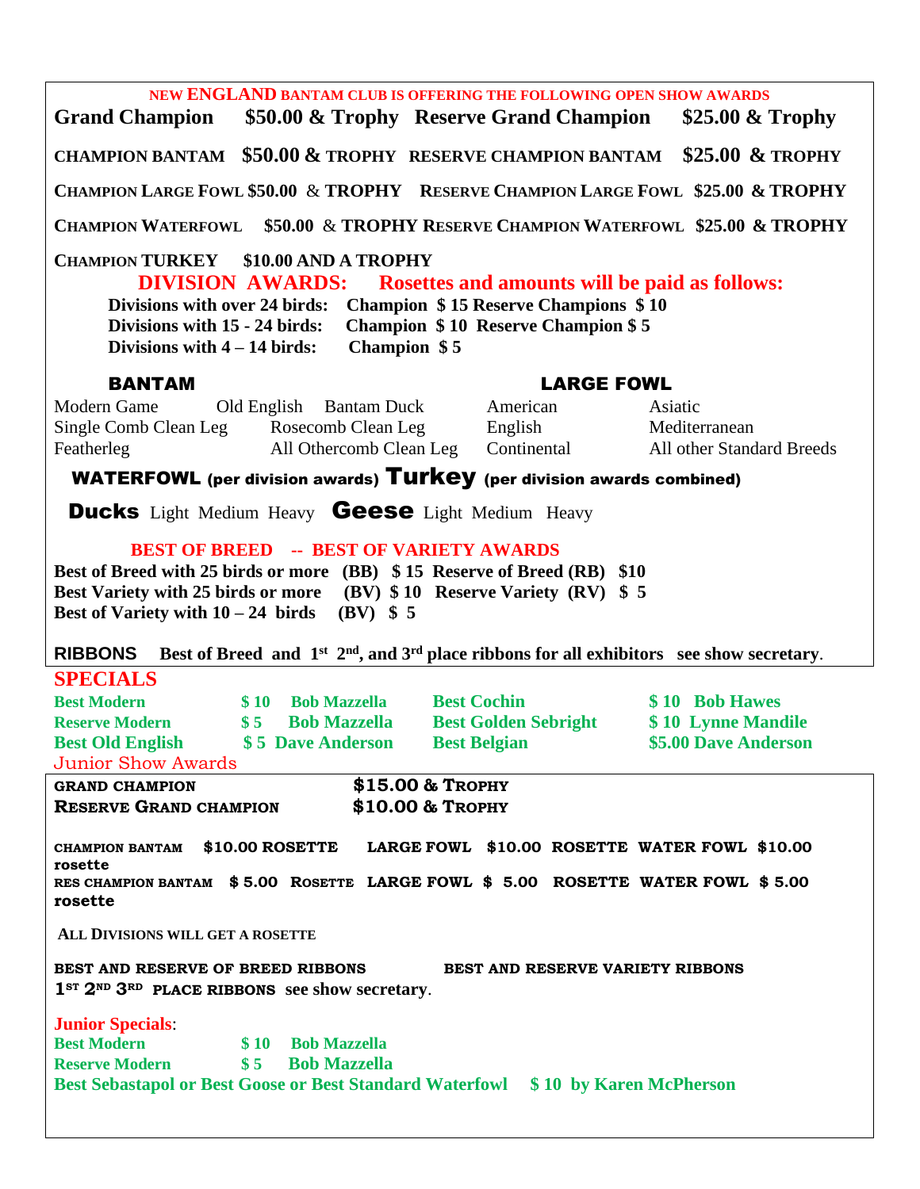## NEW ENGLAND BANTAM CLUB IS OFFERING THE FOLLOWING OPEN SHOW AWARDS

**Grand Champion $50.00 & Trophy Reserve Grand Champion $25.00 & Trophy**

**CHAMPION BANTAM $50.00 & TROPHY RESERVE CHAMPION BANTAM $25.00 & TROPHY**

**CHAMPION LARGE FOWL $50.00 & TROPHY RESERVE CHAMPION LARGE FOWL $25.00 & TROPHY**

**CHAMPION WATERFOWL $50.00 & TROPHY RESERVE CHAMPION WATERFOWL $25.00 & TROPHY**

**CHAMPION TURKEY $10.00 AND A TROPHY**

### DIVISION AWARDS: Rosettes and amounts will be paid as follows:

**Divisions with over 24 birds: Champion $ 15 Reserve Champions $ 10**
**Divisions with 15 - 24 birds: Champion $ 10 Reserve Champion $ 5**
**Divisions with 4 – 14 birds: Champion $ 5**

| BANTAM | | | LARGE FOWL | |
|---|---|---|---|---|
| Modern Game | Old English | Bantam Duck | American | Asiatic |
| Single Comb Clean Leg | Rosecomb Clean Leg | | English | Mediterranean |
| Featherleg | All Othercomb Clean Leg | | Continental | All other Standard Breeds |

**WATERFOWL (per division awards) Turkey (per division awards combined)**

**Ducks** Light Medium Heavy **Geese** Light Medium Heavy

### BEST OF BREED -- BEST OF VARIETY AWARDS

**Best of Breed with 25 birds or more (BB) $ 15 Reserve of Breed (RB) $10**
**Best Variety with 25 birds or more (BV) $ 10 Reserve Variety (RV) $ 5**
**Best of Variety with 10 – 24 birds (BV) $ 5**

**RIBBONS Best of Breed and 1st 2nd, and 3rd place ribbons for all exhibitors see show secretary.**

### SPECIALS

| | | | |
|---|---|---|---|
| **Best Modern** | **$ 10 Bob Mazzella** | **Best Cochin** | **$ 10 Bob Hawes** |
| **Reserve Modern** | **$ 5 Bob Mazzella** | **Best Golden Sebright** | **$ 10 Lynne Mandile** |
| **Best Old English** | **$ 5 Dave Anderson** | **Best Belgian** | **$5.00 Dave Anderson** |

### Junior Show Awards

**GRAND CHAMPION $15.00 & TROPHY**
**RESERVE GRAND CHAMPION $10.00 & TROPHY**

**CHAMPION BANTAM $10.00 ROSETTE LARGE FOWL $10.00 ROSETTE WATER FOWL $10.00 rosette**
**RES CHAMPION BANTAM $ 5.00 ROSETTE LARGE FOWL $ 5.00 ROSETTE WATER FOWL $ 5.00 rosette**

**ALL DIVISIONS WILL GET A ROSETTE**

**BEST AND RESERVE OF BREED RIBBONS BEST AND RESERVE VARIETY RIBBONS**
**1ST 2ND 3RD PLACE RIBBONS see show secretary.**

**Junior Specials**:

**Best Modern $ 10 Bob Mazzella**
**Reserve Modern $ 5 Bob Mazzella**
**Best Sebastapol or Best Goose or Best Standard Waterfowl $ 10 by Karen McPherson**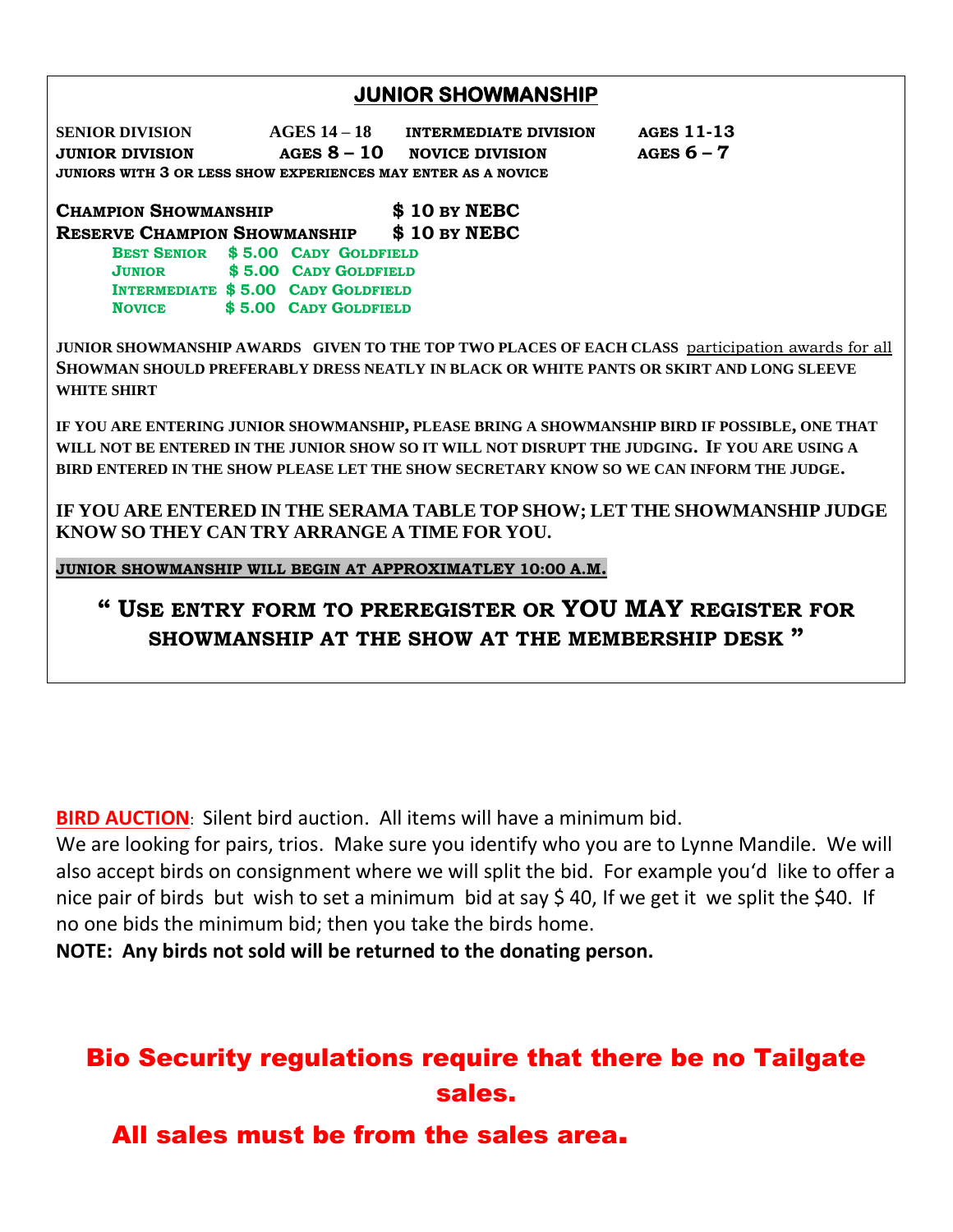## JUNIOR SHOWMANSHIP

| | | | |
|---|---|---|---|
| SENIOR DIVISION | AGES 14 – 18 | INTERMEDIATE DIVISION | AGES 11-13 |
| JUNIOR DIVISION | AGES 8 – 10 | NOVICE DIVISION | AGES 6 – 7 |

JUNIORS WITH 3 OR LESS SHOW EXPERIENCES MAY ENTER AS A NOVICE

**CHAMPION SHOWMANSHIP** $ 10 BY NEBC
**RESERVE CHAMPION SHOWMANSHIP** $ 10 BY NEBC

- BEST SENIOR $ 5.00 CADY GOLDFIELD
- JUNIOR $ 5.00 CADY GOLDFIELD
- INTERMEDIATE $ 5.00 CADY GOLDFIELD
- NOVICE $ 5.00 CADY GOLDFIELD

**JUNIOR SHOWMANSHIP AWARDS GIVEN TO THE TOP TWO PLACES OF EACH CLASS** participation awards for all
**SHOWMAN SHOULD PREFERABLY DRESS NEATLY IN BLACK OR WHITE PANTS OR SKIRT AND LONG SLEEVE WHITE SHIRT**

**IF YOU ARE ENTERING JUNIOR SHOWMANSHIP, PLEASE BRING A SHOWMANSHIP BIRD IF POSSIBLE, ONE THAT WILL NOT BE ENTERED IN THE JUNIOR SHOW SO IT WILL NOT DISRUPT THE JUDGING. IF YOU ARE USING A BIRD ENTERED IN THE SHOW PLEASE LET THE SHOW SECRETARY KNOW SO WE CAN INFORM THE JUDGE.**

**IF YOU ARE ENTERED IN THE SERAMA TABLE TOP SHOW; LET THE SHOWMANSHIP JUDGE KNOW SO THEY CAN TRY ARRANGE A TIME FOR YOU.**

**JUNIOR SHOWMANSHIP WILL BEGIN AT APPROXIMATLEY 10:00 A.M.**

**" USE ENTRY FORM TO PREREGISTER OR YOU MAY REGISTER FOR SHOWMANSHIP AT THE SHOW AT THE MEMBERSHIP DESK "**

**BIRD AUCTION**: Silent bird auction. All items will have a minimum bid.
We are looking for pairs, trios. Make sure you identify who you are to Lynne Mandile. We will also accept birds on consignment where we will split the bid. For example you'd like to offer a nice pair of birds but wish to set a minimum bid at say $ 40, If we get it we split the $40. If no one bids the minimum bid; then you take the birds home.
**NOTE: Any birds not sold will be returned to the donating person.**

**Bio Security regulations require that there be no Tailgate sales.**

**All sales must be from the sales area.**